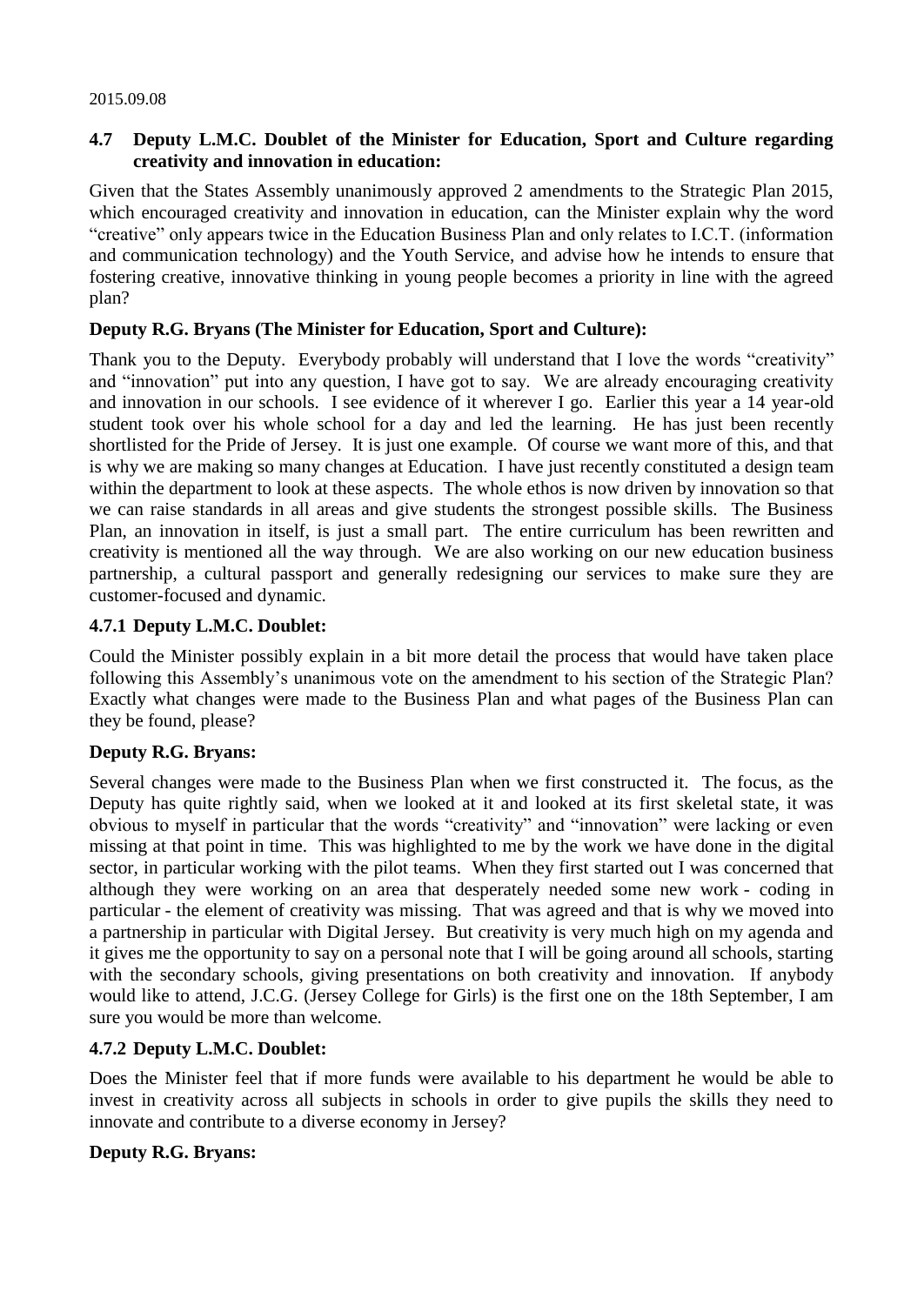2015.09.08

### 4.7 Deputy L.M.C. Doublet of the Minister for Education, Sport and Culture regarding creativity and innovation in education:

Given that the States Assembly unanimously approved 2 amendments to the Strategic Plan 2015, which encouraged creativity and innovation in education, can the Minister explain why the word "creative" only appears twice in the Education Business Plan and only relates to I.C.T. (information and communication technology) and the Youth Service, and advise how he intends to ensure that fostering creative, innovative thinking in young people becomes a priority in line with the agreed plan?

**Deputy R.G. Bryans (The Minister for Education, Sport and Culture):**

Thank you to the Deputy. Everybody probably will understand that I love the words "creativity" and "innovation" put into any question, I have got to say. We are already encouraging creativity and innovation in our schools. I see evidence of it wherever I go. Earlier this year a 14 year-old student took over his whole school for a day and led the learning. He has just been recently shortlisted for the Pride of Jersey. It is just one example. Of course we want more of this, and that is why we are making so many changes at Education. I have just recently constituted a design team within the department to look at these aspects. The whole ethos is now driven by innovation so that we can raise standards in all areas and give students the strongest possible skills. The Business Plan, an innovation in itself, is just a small part. The entire curriculum has been rewritten and creativity is mentioned all the way through. We are also working on our new education business partnership, a cultural passport and generally redesigning our services to make sure they are customer-focused and dynamic.

### 4.7.1 Deputy L.M.C. Doublet:

Could the Minister possibly explain in a bit more detail the process that would have taken place following this Assembly's unanimous vote on the amendment to his section of the Strategic Plan? Exactly what changes were made to the Business Plan and what pages of the Business Plan can they be found, please?

**Deputy R.G. Bryans:**

Several changes were made to the Business Plan when we first constructed it. The focus, as the Deputy has quite rightly said, when we looked at it and looked at its first skeletal state, it was obvious to myself in particular that the words "creativity" and "innovation" were lacking or even missing at that point in time. This was highlighted to me by the work we have done in the digital sector, in particular working with the pilot teams. When they first started out I was concerned that although they were working on an area that desperately needed some new work - coding in particular - the element of creativity was missing. That was agreed and that is why we moved into a partnership in particular with Digital Jersey. But creativity is very much high on my agenda and it gives me the opportunity to say on a personal note that I will be going around all schools, starting with the secondary schools, giving presentations on both creativity and innovation. If anybody would like to attend, J.C.G. (Jersey College for Girls) is the first one on the 18th September, I am sure you would be more than welcome.

### 4.7.2 Deputy L.M.C. Doublet:

Does the Minister feel that if more funds were available to his department he would be able to invest in creativity across all subjects in schools in order to give pupils the skills they need to innovate and contribute to a diverse economy in Jersey?

**Deputy R.G. Bryans:**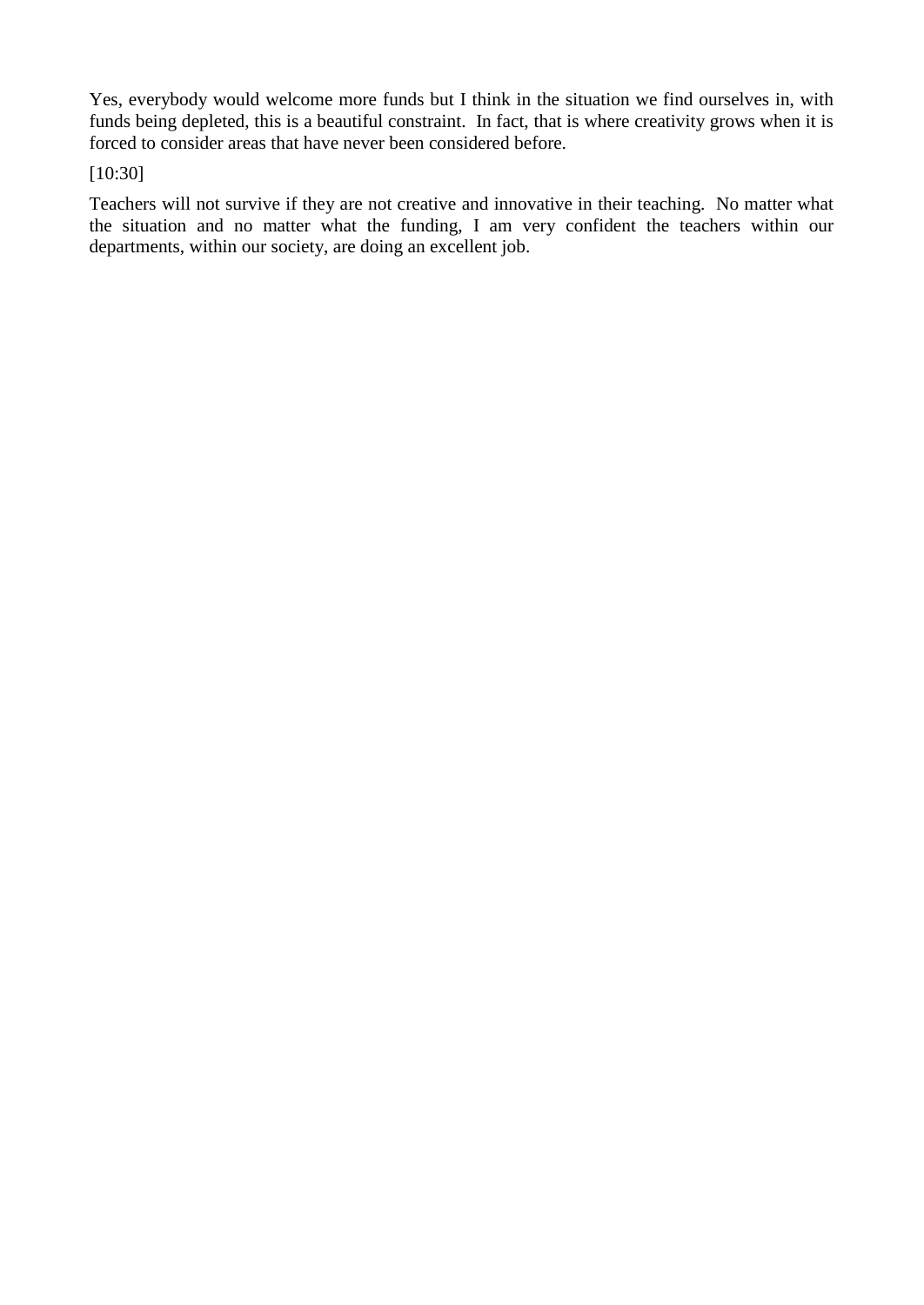Yes, everybody would welcome more funds but I think in the situation we find ourselves in, with funds being depleted, this is a beautiful constraint. In fact, that is where creativity grows when it is forced to consider areas that have never been considered before.

[10:30]

Teachers will not survive if they are not creative and innovative in their teaching. No matter what the situation and no matter what the funding, I am very confident the teachers within our departments, within our society, are doing an excellent job.